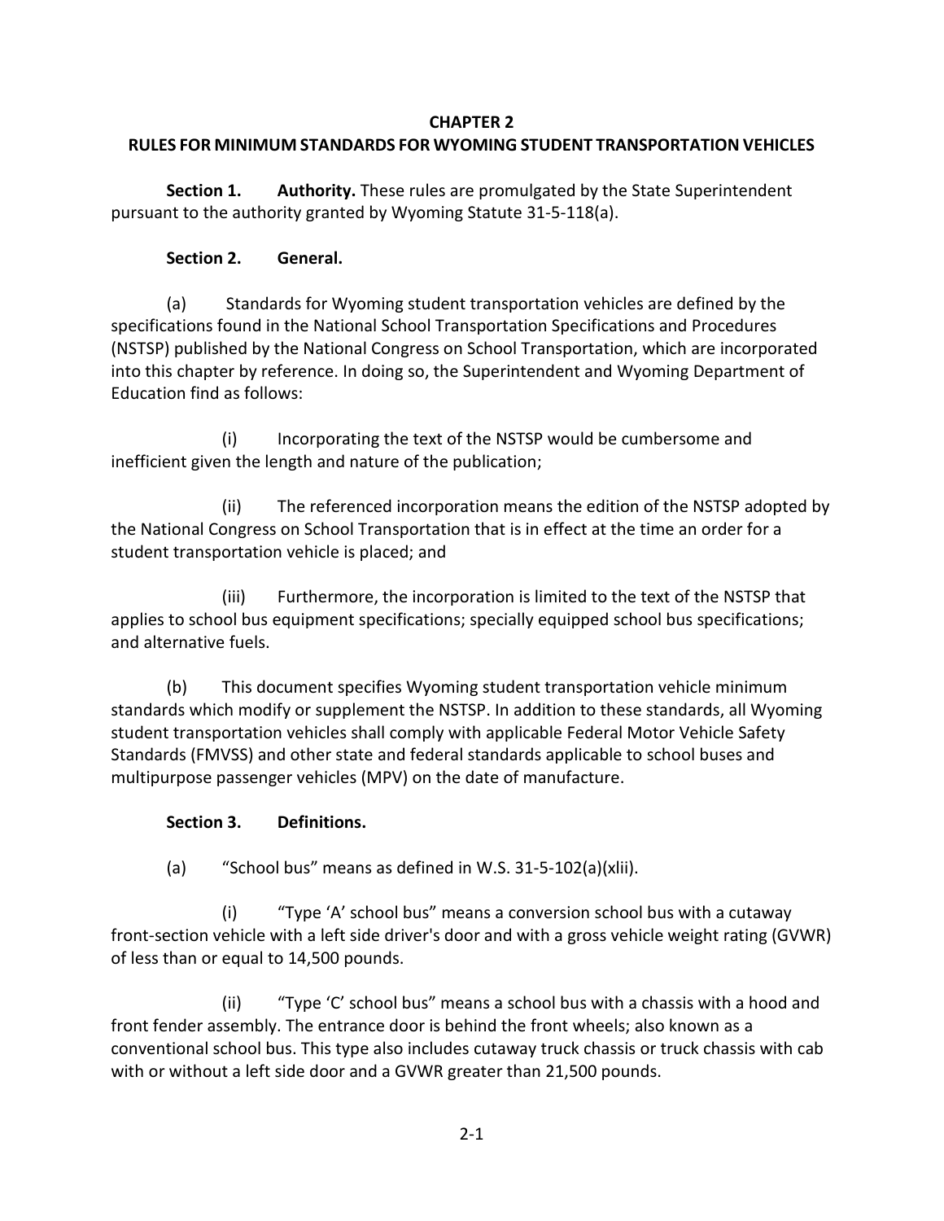# CHAPTER 2
# RULES FOR MINIMUM STANDARDS FOR WYOMING STUDENT TRANSPORTATION VEHICLES

**Section 1. Authority.** These rules are promulgated by the State Superintendent pursuant to the authority granted by Wyoming Statute 31-5-118(a).

**Section 2. General.**

(a) Standards for Wyoming student transportation vehicles are defined by the specifications found in the National School Transportation Specifications and Procedures (NSTSP) published by the National Congress on School Transportation, which are incorporated into this chapter by reference. In doing so, the Superintendent and Wyoming Department of Education find as follows:

(i) Incorporating the text of the NSTSP would be cumbersome and inefficient given the length and nature of the publication;

(ii) The referenced incorporation means the edition of the NSTSP adopted by the National Congress on School Transportation that is in effect at the time an order for a student transportation vehicle is placed; and

(iii) Furthermore, the incorporation is limited to the text of the NSTSP that applies to school bus equipment specifications; specially equipped school bus specifications; and alternative fuels.

(b) This document specifies Wyoming student transportation vehicle minimum standards which modify or supplement the NSTSP. In addition to these standards, all Wyoming student transportation vehicles shall comply with applicable Federal Motor Vehicle Safety Standards (FMVSS) and other state and federal standards applicable to school buses and multipurpose passenger vehicles (MPV) on the date of manufacture.

**Section 3. Definitions.**

(a) "School bus" means as defined in W.S. 31-5-102(a)(xlii).

(i) "Type 'A' school bus" means a conversion school bus with a cutaway front-section vehicle with a left side driver's door and with a gross vehicle weight rating (GVWR) of less than or equal to 14,500 pounds.

(ii) "Type 'C' school bus" means a school bus with a chassis with a hood and front fender assembly. The entrance door is behind the front wheels; also known as a conventional school bus. This type also includes cutaway truck chassis or truck chassis with cab with or without a left side door and a GVWR greater than 21,500 pounds.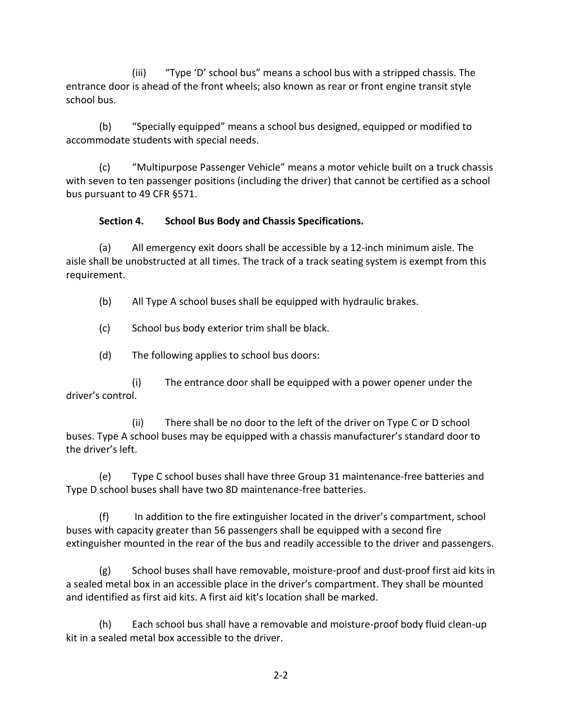(iii) "Type 'D' school bus" means a school bus with a stripped chassis. The entrance door is ahead of the front wheels; also known as rear or front engine transit style school bus.

(b) "Specially equipped" means a school bus designed, equipped or modified to accommodate students with special needs.

(c) "Multipurpose Passenger Vehicle" means a motor vehicle built on a truck chassis with seven to ten passenger positions (including the driver) that cannot be certified as a school bus pursuant to 49 CFR §571.

**Section 4. School Bus Body and Chassis Specifications.**

(a) All emergency exit doors shall be accessible by a 12-inch minimum aisle. The aisle shall be unobstructed at all times. The track of a track seating system is exempt from this requirement.

(b) All Type A school buses shall be equipped with hydraulic brakes.

(c) School bus body exterior trim shall be black.

(d) The following applies to school bus doors:

(i) The entrance door shall be equipped with a power opener under the driver's control.

(ii) There shall be no door to the left of the driver on Type C or D school buses. Type A school buses may be equipped with a chassis manufacturer's standard door to the driver's left.

(e) Type C school buses shall have three Group 31 maintenance-free batteries and Type D school buses shall have two 8D maintenance-free batteries.

(f) In addition to the fire extinguisher located in the driver's compartment, school buses with capacity greater than 56 passengers shall be equipped with a second fire extinguisher mounted in the rear of the bus and readily accessible to the driver and passengers.

(g) School buses shall have removable, moisture-proof and dust-proof first aid kits in a sealed metal box in an accessible place in the driver's compartment. They shall be mounted and identified as first aid kits. A first aid kit's location shall be marked.

(h) Each school bus shall have a removable and moisture-proof body fluid clean-up kit in a sealed metal box accessible to the driver.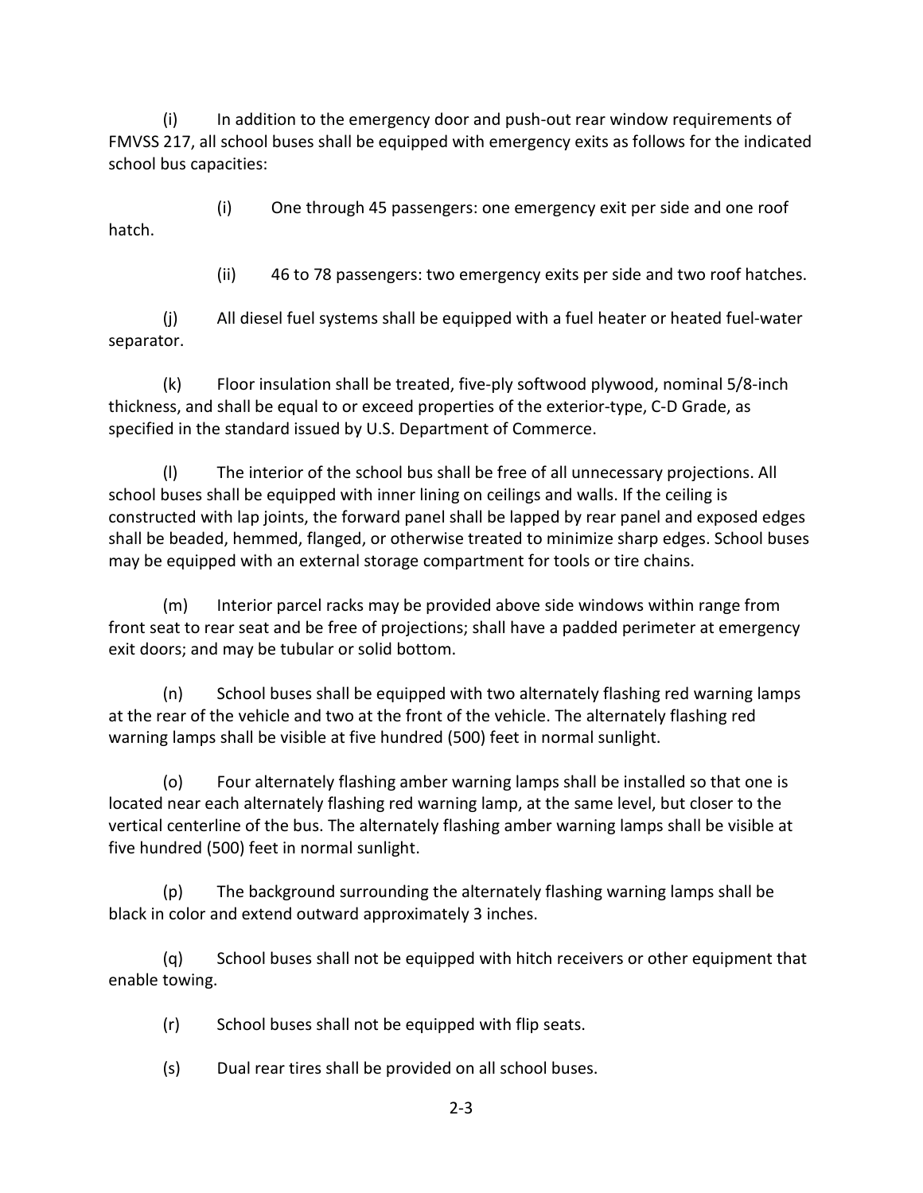(i) In addition to the emergency door and push-out rear window requirements of FMVSS 217, all school buses shall be equipped with emergency exits as follows for the indicated school bus capacities:

(i) One through 45 passengers: one emergency exit per side and one roof hatch.

(ii) 46 to 78 passengers: two emergency exits per side and two roof hatches.

(j) All diesel fuel systems shall be equipped with a fuel heater or heated fuel-water separator.

(k) Floor insulation shall be treated, five-ply softwood plywood, nominal 5/8-inch thickness, and shall be equal to or exceed properties of the exterior-type, C-D Grade, as specified in the standard issued by U.S. Department of Commerce.

(l) The interior of the school bus shall be free of all unnecessary projections. All school buses shall be equipped with inner lining on ceilings and walls. If the ceiling is constructed with lap joints, the forward panel shall be lapped by rear panel and exposed edges shall be beaded, hemmed, flanged, or otherwise treated to minimize sharp edges. School buses may be equipped with an external storage compartment for tools or tire chains.

(m) Interior parcel racks may be provided above side windows within range from front seat to rear seat and be free of projections; shall have a padded perimeter at emergency exit doors; and may be tubular or solid bottom.

(n) School buses shall be equipped with two alternately flashing red warning lamps at the rear of the vehicle and two at the front of the vehicle. The alternately flashing red warning lamps shall be visible at five hundred (500) feet in normal sunlight.

(o) Four alternately flashing amber warning lamps shall be installed so that one is located near each alternately flashing red warning lamp, at the same level, but closer to the vertical centerline of the bus. The alternately flashing amber warning lamps shall be visible at five hundred (500) feet in normal sunlight.

(p) The background surrounding the alternately flashing warning lamps shall be black in color and extend outward approximately 3 inches.

(q) School buses shall not be equipped with hitch receivers or other equipment that enable towing.

(r) School buses shall not be equipped with flip seats.

(s) Dual rear tires shall be provided on all school buses.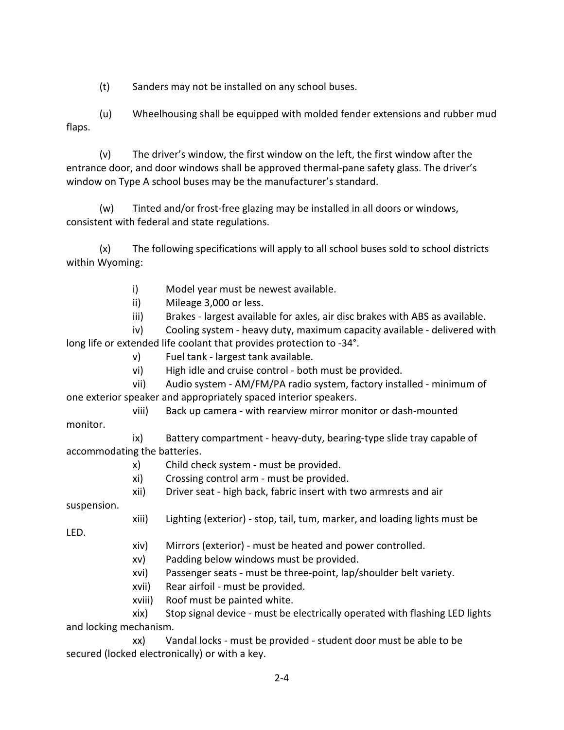(t) Sanders may not be installed on any school buses.

(u) Wheelhousing shall be equipped with molded fender extensions and rubber mud flaps.

(v) The driver's window, the first window on the left, the first window after the entrance door, and door windows shall be approved thermal-pane safety glass. The driver's window on Type A school buses may be the manufacturer's standard.

(w) Tinted and/or frost-free glazing may be installed in all doors or windows, consistent with federal and state regulations.

(x) The following specifications will apply to all school buses sold to school districts within Wyoming:

i) Model year must be newest available.

ii) Mileage 3,000 or less.

iii) Brakes - largest available for axles, air disc brakes with ABS as available.

iv) Cooling system - heavy duty, maximum capacity available - delivered with long life or extended life coolant that provides protection to -34°.

v) Fuel tank - largest tank available.

vi) High idle and cruise control - both must be provided.

vii) Audio system - AM/FM/PA radio system, factory installed - minimum of one exterior speaker and appropriately spaced interior speakers.

viii) Back up camera - with rearview mirror monitor or dash-mounted monitor.

ix) Battery compartment - heavy-duty, bearing-type slide tray capable of accommodating the batteries.

x) Child check system - must be provided.

xi) Crossing control arm - must be provided.

xii) Driver seat - high back, fabric insert with two armrests and air suspension.

xiii) Lighting (exterior) - stop, tail, tum, marker, and loading lights must be LED.

xiv) Mirrors (exterior) - must be heated and power controlled.

xv) Padding below windows must be provided.

xvi) Passenger seats - must be three-point, lap/shoulder belt variety.

xvii) Rear airfoil - must be provided.

xviii) Roof must be painted white.

xix) Stop signal device - must be electrically operated with flashing LED lights and locking mechanism.

xx) Vandal locks - must be provided - student door must be able to be secured (locked electronically) or with a key.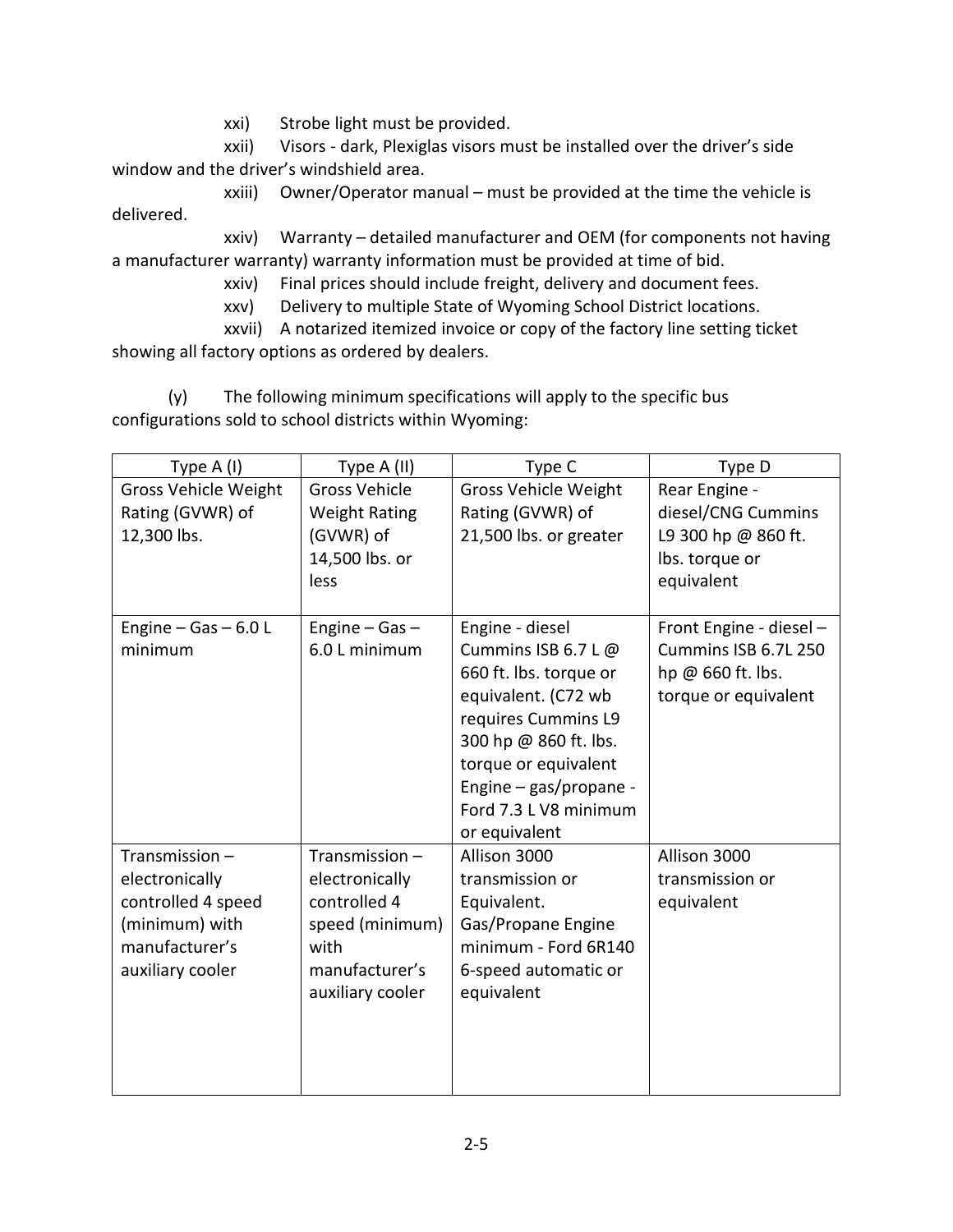xxi) Strobe light must be provided.

xxii) Visors - dark, Plexiglas visors must be installed over the driver's side window and the driver's windshield area.

xxiii) Owner/Operator manual – must be provided at the time the vehicle is delivered.

xxiv) Warranty – detailed manufacturer and OEM (for components not having a manufacturer warranty) warranty information must be provided at time of bid.

xxiv) Final prices should include freight, delivery and document fees.

xxv) Delivery to multiple State of Wyoming School District locations.

xxvii) A notarized itemized invoice or copy of the factory line setting ticket showing all factory options as ordered by dealers.

(y) The following minimum specifications will apply to the specific bus configurations sold to school districts within Wyoming:

| Type A (I) | Type A (II) | Type C | Type D |
|---|---|---|---|
| Gross Vehicle Weight Rating (GVWR) of 12,300 lbs. | Gross Vehicle Weight Rating (GVWR) of 14,500 lbs. or less | Gross Vehicle Weight Rating (GVWR) of 21,500 lbs. or greater | Rear Engine - diesel/CNG Cummins L9 300 hp @ 860 ft. lbs. torque or equivalent |
| Engine – Gas – 6.0 L minimum | Engine – Gas – 6.0 L minimum | Engine - diesel Cummins ISB 6.7 L @ 660 ft. lbs. torque or equivalent. (C72 wb requires Cummins L9 300 hp @ 860 ft. lbs. torque or equivalent Engine – gas/propane - Ford 7.3 L V8 minimum or equivalent | Front Engine - diesel – Cummins ISB 6.7L 250 hp @ 660 ft. lbs. torque or equivalent |
| Transmission – electronically controlled 4 speed (minimum) with manufacturer's auxiliary cooler | Transmission – electronically controlled 4 speed (minimum) with manufacturer's auxiliary cooler | Allison 3000 transmission or Equivalent. Gas/Propane Engine minimum - Ford 6R140 6-speed automatic or equivalent | Allison 3000 transmission or equivalent |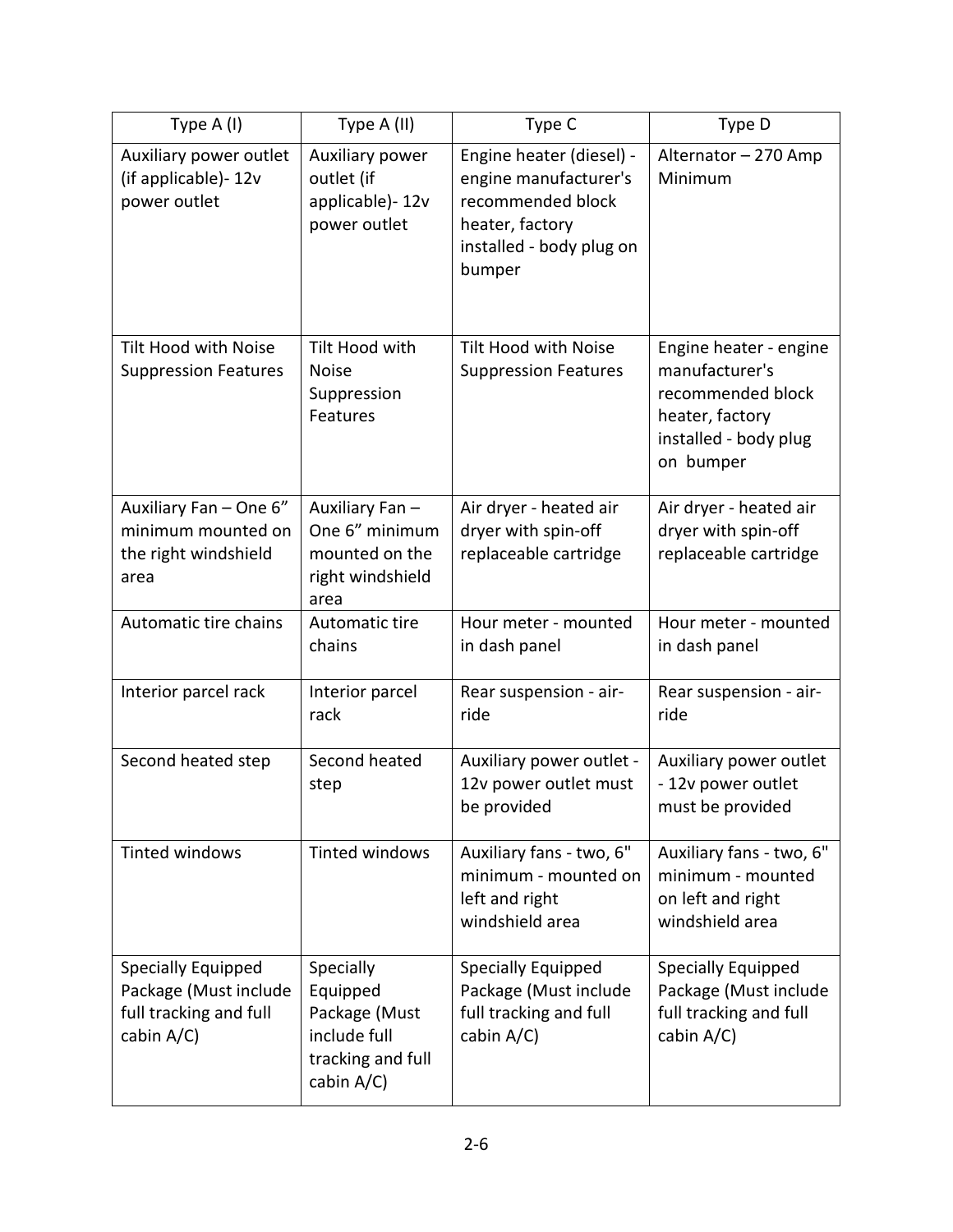| Type A (I) | Type A (II) | Type C | Type D |
|---|---|---|---|
| Auxiliary power outlet (if applicable)- 12v power outlet | Auxiliary power outlet (if applicable)- 12v power outlet | Engine heater (diesel) - engine manufacturer's recommended block heater, factory installed - body plug on bumper | Alternator – 270 Amp Minimum |
| Tilt Hood with Noise Suppression Features | Tilt Hood with Noise Suppression Features | Tilt Hood with Noise Suppression Features | Engine heater - engine manufacturer's recommended block heater, factory installed - body plug on bumper |
| Auxiliary Fan – One 6" minimum mounted on the right windshield area | Auxiliary Fan – One 6" minimum mounted on the right windshield area | Air dryer - heated air dryer with spin-off replaceable cartridge | Air dryer - heated air dryer with spin-off replaceable cartridge |
| Automatic tire chains | Automatic tire chains | Hour meter - mounted in dash panel | Hour meter - mounted in dash panel |
| Interior parcel rack | Interior parcel rack | Rear suspension - air-ride | Rear suspension - air-ride |
| Second heated step | Second heated step | Auxiliary power outlet - 12v power outlet must be provided | Auxiliary power outlet - 12v power outlet must be provided |
| Tinted windows | Tinted windows | Auxiliary fans - two, 6" minimum - mounted on left and right windshield area | Auxiliary fans - two, 6" minimum - mounted on left and right windshield area |
| Specially Equipped Package (Must include full tracking and full cabin A/C) | Specially Equipped Package (Must include full tracking and full cabin A/C) | Specially Equipped Package (Must include full tracking and full cabin A/C) | Specially Equipped Package (Must include full tracking and full cabin A/C) |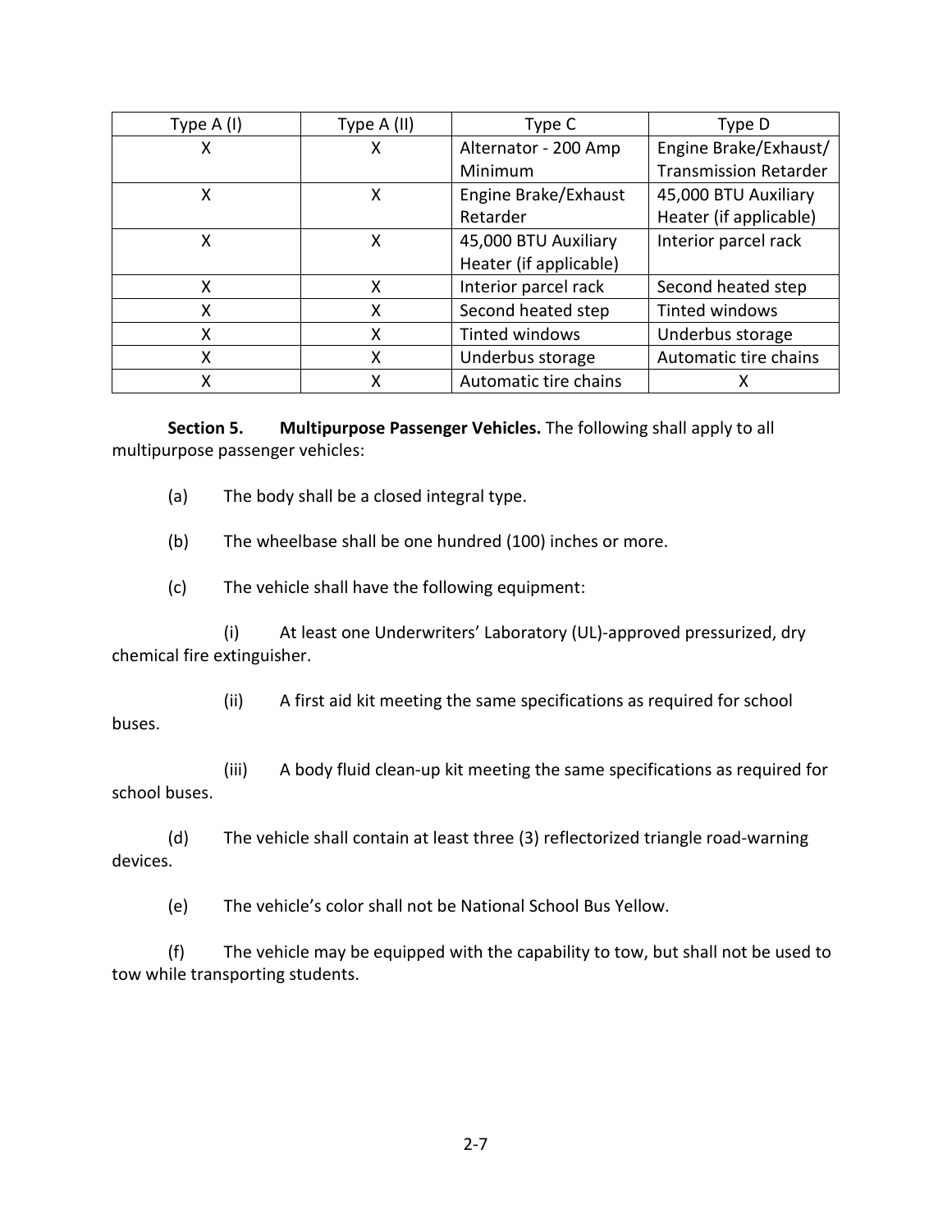| Type A (I) | Type A (II) | Type C | Type D |
|---|---|---|---|
| X | X | Alternator - 200 Amp Minimum | Engine Brake/Exhaust/ Transmission Retarder |
| X | X | Engine Brake/Exhaust Retarder | 45,000 BTU Auxiliary Heater (if applicable) |
| X | X | 45,000 BTU Auxiliary Heater (if applicable) | Interior parcel rack |
| X | X | Interior parcel rack | Second heated step |
| X | X | Second heated step | Tinted windows |
| X | X | Tinted windows | Underbus storage |
| X | X | Underbus storage | Automatic tire chains |
| X | X | Automatic tire chains | X |

**Section 5. Multipurpose Passenger Vehicles.** The following shall apply to all multipurpose passenger vehicles:

(a) The body shall be a closed integral type.

(b) The wheelbase shall be one hundred (100) inches or more.

(c) The vehicle shall have the following equipment:

(i) At least one Underwriters' Laboratory (UL)-approved pressurized, dry chemical fire extinguisher.

(ii) A first aid kit meeting the same specifications as required for school buses.

(iii) A body fluid clean-up kit meeting the same specifications as required for school buses.

(d) The vehicle shall contain at least three (3) reflectorized triangle road-warning devices.

(e) The vehicle's color shall not be National School Bus Yellow.

(f) The vehicle may be equipped with the capability to tow, but shall not be used to tow while transporting students.